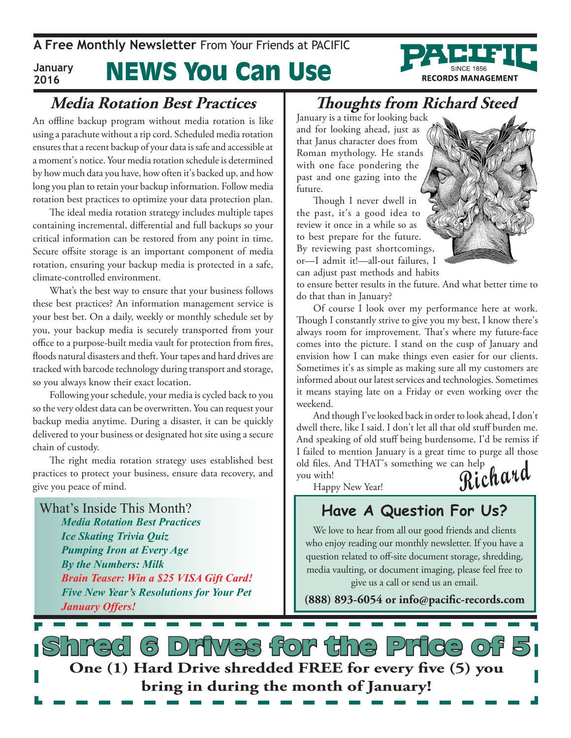A Free Monthly Newsletter From Your Friends at PACIFIC

January 2016

# NEWS You Can Use

PACIFIC SINCE 1856 RECORDS MANAGEMENT

## Media Rotation Best Practices

An offline backup program without media rotation is like using a parachute without a rip cord. Scheduled media rotation ensures that a recent backup of your data is safe and accessible at a moment's notice. Your media rotation schedule is determined by how much data you have, how often it's backed up, and how long you plan to retain your backup information. Follow media rotation best practices to optimize your data protection plan.

The ideal media rotation strategy includes multiple tapes containing incremental, differential and full backups so your critical information can be restored from any point in time. Secure offsite storage is an important component of media rotation, ensuring your backup media is protected in a safe, climate-controlled environment.

What's the best way to ensure that your business follows these best practices? An information management service is your best bet. On a daily, weekly or monthly schedule set by you, your backup media is securely transported from your office to a purpose-built media vault for protection from fires, floods natural disasters and theft. Your tapes and hard drives are tracked with barcode technology during transport and storage, so you always know their exact location.

Following your schedule, your media is cycled back to you so the very oldest data can be overwritten. You can request your backup media anytime. During a disaster, it can be quickly delivered to your business or designated hot site using a secure chain of custody.

The right media rotation strategy uses established best practices to protect your business, ensure data recovery, and give you peace of mind.

What's Inside This Month?

- *Media Rotation Best Practices*
- *Ice Skating Trivia Quiz*
- *Pumping Iron at Every Age*
- *By the Numbers: Milk*
- *Brain Teaser: Win a $25 VISA Gift Card!*
- *Five New Year's Resolutions for Your Pet*
- *January Offers!*

## Thoughts from Richard Steed

January is a time for looking back and for looking ahead, just as that Janus character does from Roman mythology. He stands with one face pondering the past and one gazing into the future.

Though I never dwell in the past, it's a good idea to review it once in a while so as to best prepare for the future. By reviewing past shortcomings, or—I admit it!—all-out failures, I can adjust past methods and habits to ensure better results in the future. And what better time to do that than in January?

Of course I look over my performance here at work. Though I constantly strive to give you my best, I know there's always room for improvement. That's where my future-face comes into the picture. I stand on the cusp of January and envision how I can make things even easier for our clients. Sometimes it's as simple as making sure all my customers are informed about our latest services and technologies. Sometimes it means staying late on a Friday or even working over the weekend.

And though I've looked back in order to look ahead, I don't dwell there, like I said. I don't let all that old stuff burden me. And speaking of old stuff being burdensome, I'd be remiss if I failed to mention January is a great time to purge all those old files. And THAT's something we can help you with!

Happy New Year!

Richard

## Have A Question For Us?

We love to hear from all our good friends and clients who enjoy reading our monthly newsletter. If you have a question related to off-site document storage, shredding, media vaulting, or document imaging, please feel free to give us a call or send us an email.

**(888) 893-6054 or info@pacific-records.com**

## Shred 6 Drives for the Price of 5

**One (1) Hard Drive shredded FREE for every five (5) you bring in during the month of January!**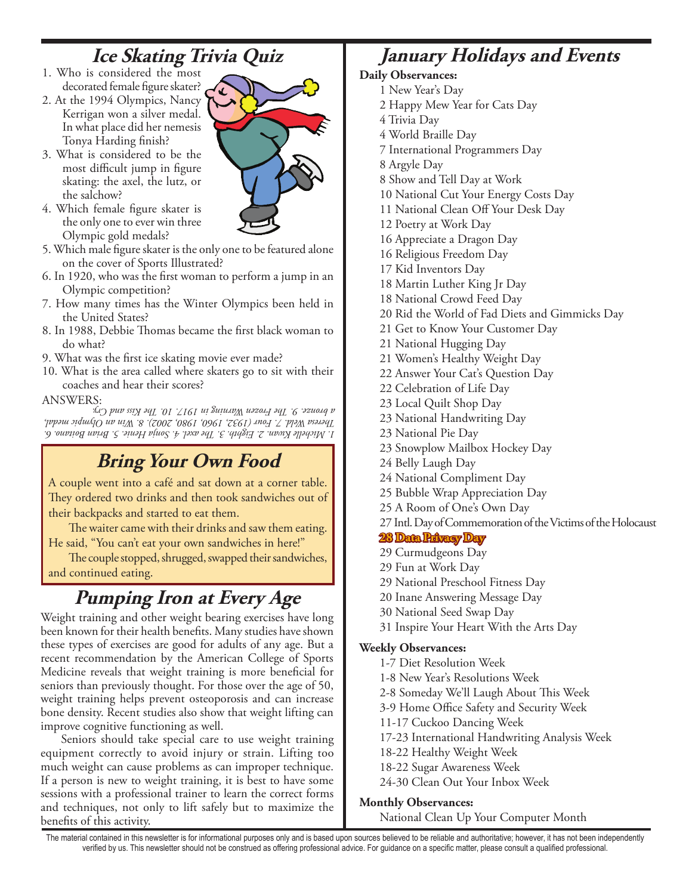## Ice Skating Trivia Quiz

1. Who is considered the most decorated female figure skater?
2. At the 1994 Olympics, Nancy Kerrigan won a silver medal. In what place did her nemesis Tonya Harding finish?
3. What is considered to be the most difficult jump in figure skating: the axel, the lutz, or the salchow?
4. Which female figure skater is the only one to ever win three Olympic gold medals?
5. Which male figure skater is the only one to be featured alone on the cover of Sports Illustrated?
6. In 1920, who was the first woman to perform a jump in an Olympic competition?
7. How many times has the Winter Olympics been held in the United States?
8. In 1988, Debbie Thomas became the first black woman to do what?
9. What was the first ice skating movie ever made?
10. What is the area called where skaters go to sit with their coaches and hear their scores?

ANSWERS:

*1. Michelle Kwan. 2. Eighth. 3. The axel. 4. Sonja Henie. 5. Brian Boitano. 6. Theresa Weld. 7. Four (1932, 1960, 1980, 2002). 8. Win an Olympic medal, a bronze. 9. The Frozen Warning in 1917. 10. The Kiss and Cry.*

## Bring Your Own Food

A couple went into a café and sat down at a corner table. They ordered two drinks and then took sandwiches out of their backpacks and started to eat them.

The waiter came with their drinks and saw them eating. He said, "You can't eat your own sandwiches in here!"

The couple stopped, shrugged, swapped their sandwiches, and continued eating.

## Pumping Iron at Every Age

Weight training and other weight bearing exercises have long been known for their health benefits. Many studies have shown these types of exercises are good for adults of any age. But a recent recommendation by the American College of Sports Medicine reveals that weight training is more beneficial for seniors than previously thought. For those over the age of 50, weight training helps prevent osteoporosis and can increase bone density. Recent studies also show that weight lifting can improve cognitive functioning as well.

Seniors should take special care to use weight training equipment correctly to avoid injury or strain. Lifting too much weight can cause problems as can improper technique. If a person is new to weight training, it is best to have some sessions with a professional trainer to learn the correct forms and techniques, not only to lift safely but to maximize the benefits of this activity.

## January Holidays and Events

**Daily Observances:**

1 New Year's Day
2 Happy Mew Year for Cats Day
4 Trivia Day
4 World Braille Day
7 International Programmers Day
8 Argyle Day
8 Show and Tell Day at Work
10 National Cut Your Energy Costs Day
11 National Clean Off Your Desk Day
12 Poetry at Work Day
16 Appreciate a Dragon Day
16 Religious Freedom Day
17 Kid Inventors Day
18 Martin Luther King Jr Day
18 National Crowd Feed Day
20 Rid the World of Fad Diets and Gimmicks Day
21 Get to Know Your Customer Day
21 National Hugging Day
21 Women's Healthy Weight Day
22 Answer Your Cat's Question Day
22 Celebration of Life Day
23 Local Quilt Shop Day
23 National Handwriting Day
23 National Pie Day
23 Snowplow Mailbox Hockey Day
24 Belly Laugh Day
24 National Compliment Day
25 Bubble Wrap Appreciation Day
25 A Room of One's Own Day
27 Intl. Day of Commemoration of the Victims of the Holocaust
**28 Data Privacy Day**
29 Curmudgeons Day
29 Fun at Work Day
29 National Preschool Fitness Day
20 Inane Answering Message Day
30 National Seed Swap Day
31 Inspire Your Heart With the Arts Day

**Weekly Observances:**

1-7 Diet Resolution Week
1-8 New Year's Resolutions Week
2-8 Someday We'll Laugh About This Week
3-9 Home Office Safety and Security Week
11-17 Cuckoo Dancing Week
17-23 International Handwriting Analysis Week
18-22 Healthy Weight Week
18-22 Sugar Awareness Week
24-30 Clean Out Your Inbox Week

**Monthly Observances:**

National Clean Up Your Computer Month

The material contained in this newsletter is for informational purposes only and is based upon sources believed to be reliable and authoritative; however, it has not been independently verified by us. This newsletter should not be construed as offering professional advice. For guidance on a specific matter, please consult a qualified professional.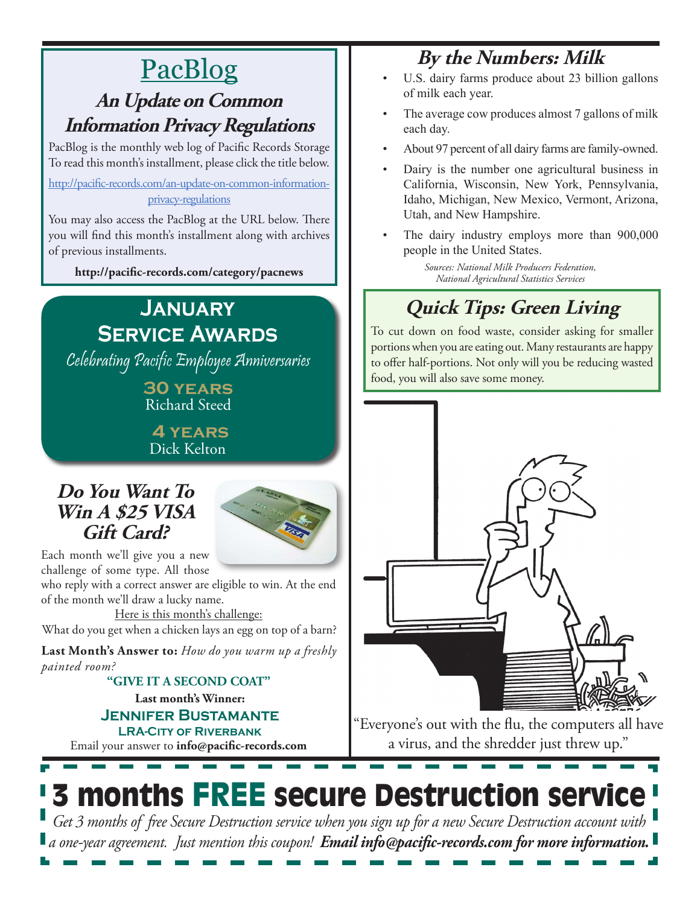# PacBlog

## An Update on Common Information Privacy Regulations

PacBlog is the monthly web log of Pacific Records Storage To read this month's installment, please click the title below.

http://pacific-records.com/an-update-on-common-information-privacy-regulations

You may also access the PacBlog at the URL below. There you will find this month's installment along with archives of previous installments.

**http://pacific-records.com/category/pacnews**

## January Service Awards

*Celebrating Pacific Employee Anniversaries*

**30 years**
Richard Steed

**4 years**
Dick Kelton

## Do You Want To Win A $25 VISA Gift Card?

Each month we'll give you a new challenge of some type. All those who reply with a correct answer are eligible to win. At the end of the month we'll draw a lucky name.

Here is this month's challenge:

What do you get when a chicken lays an egg on top of a barn?

**Last Month's Answer to:** *How do you warm up a freshly painted room?*

**"GIVE IT A SECOND COAT"**

**Last month's Winner:**

**Jennifer Bustamante**
**LRA-City of Riverbank**

Email your answer to **info@pacific-records.com**

## By the Numbers: Milk

- U.S. dairy farms produce about 23 billion gallons of milk each year.
- The average cow produces almost 7 gallons of milk each day.
- About 97 percent of all dairy farms are family-owned.
- Dairy is the number one agricultural business in California, Wisconsin, New York, Pennsylvania, Idaho, Michigan, New Mexico, Vermont, Arizona, Utah, and New Hampshire.
- The dairy industry employs more than 900,000 people in the United States.

*Sources: National Milk Producers Federation, National Agricultural Statistics Services*

## Quick Tips: Green Living

To cut down on food waste, consider asking for smaller portions when you are eating out. Many restaurants are happy to offer half-portions. Not only will you be reducing wasted food, you will also save some money.

"Everyone's out with the flu, the computers all have a virus, and the shredder just threw up."

# 3 months FREE secure Destruction service

*Get 3 months of free Secure Destruction service when you sign up for a new Secure Destruction account with a one-year agreement. Just mention this coupon!* ***Email info@pacific-records.com for more information.***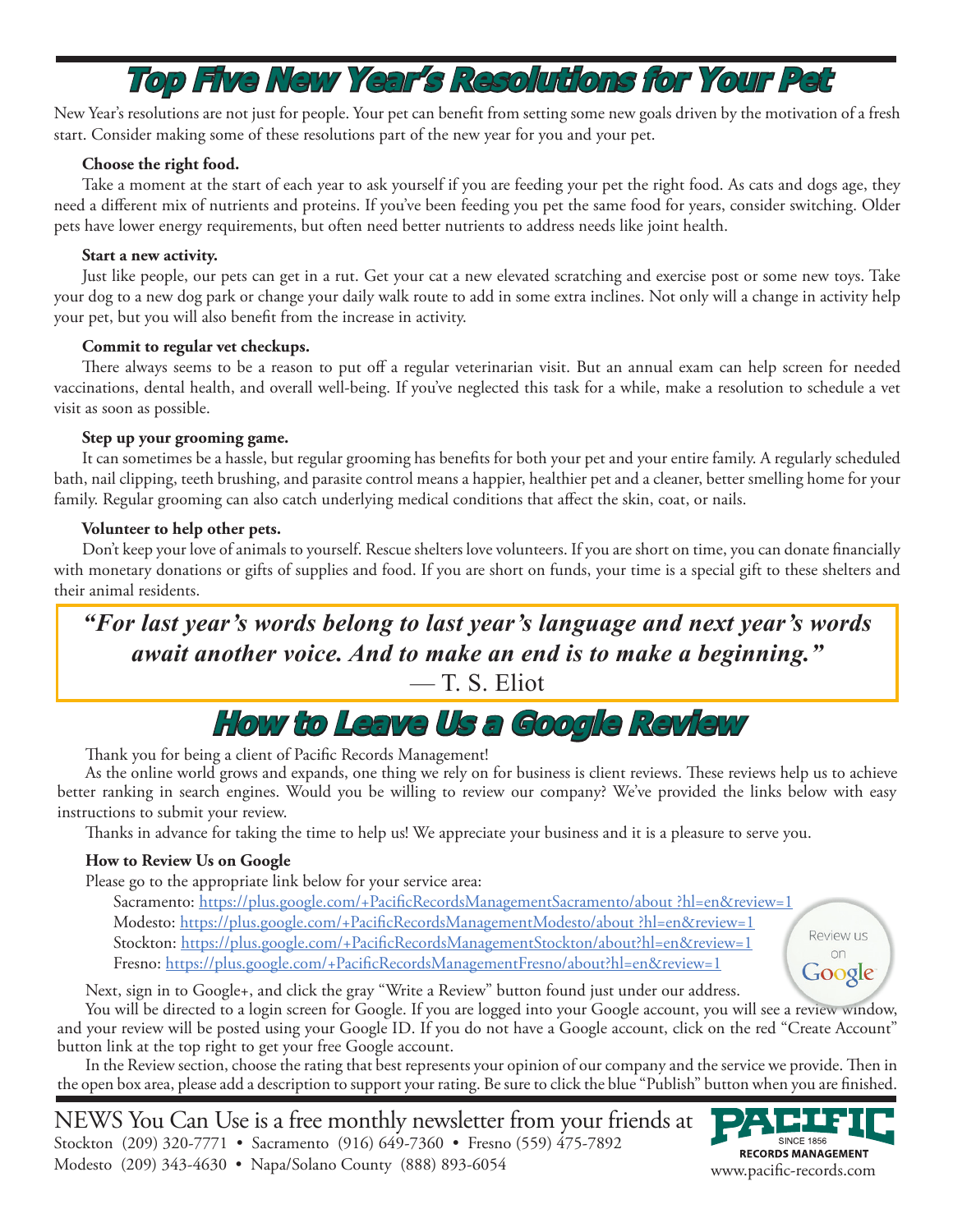# Top Five New Year's Resolutions for Your Pet

New Year's resolutions are not just for people. Your pet can benefit from setting some new goals driven by the motivation of a fresh start. Consider making some of these resolutions part of the new year for you and your pet.

**Choose the right food.**

Take a moment at the start of each year to ask yourself if you are feeding your pet the right food. As cats and dogs age, they need a different mix of nutrients and proteins. If you've been feeding you pet the same food for years, consider switching. Older pets have lower energy requirements, but often need better nutrients to address needs like joint health.

**Start a new activity.**

Just like people, our pets can get in a rut. Get your cat a new elevated scratching and exercise post or some new toys. Take your dog to a new dog park or change your daily walk route to add in some extra inclines. Not only will a change in activity help your pet, but you will also benefit from the increase in activity.

**Commit to regular vet checkups.**

There always seems to be a reason to put off a regular veterinarian visit. But an annual exam can help screen for needed vaccinations, dental health, and overall well-being. If you've neglected this task for a while, make a resolution to schedule a vet visit as soon as possible.

**Step up your grooming game.**

It can sometimes be a hassle, but regular grooming has benefits for both your pet and your entire family. A regularly scheduled bath, nail clipping, teeth brushing, and parasite control means a happier, healthier pet and a cleaner, better smelling home for your family. Regular grooming can also catch underlying medical conditions that affect the skin, coat, or nails.

**Volunteer to help other pets.**

Don't keep your love of animals to yourself. Rescue shelters love volunteers. If you are short on time, you can donate financially with monetary donations or gifts of supplies and food. If you are short on funds, your time is a special gift to these shelters and their animal residents.

> ***"For last year's words belong to last year's language and next year's words await another voice. And to make an end is to make a beginning."***
>
> — T. S. Eliot

# How to Leave Us a Google Review

Thank you for being a client of Pacific Records Management!

As the online world grows and expands, one thing we rely on for business is client reviews. These reviews help us to achieve better ranking in search engines. Would you be willing to review our company? We've provided the links below with easy instructions to submit your review.

Thanks in advance for taking the time to help us! We appreciate your business and it is a pleasure to serve you.

**How to Review Us on Google**

Please go to the appropriate link below for your service area:

Sacramento: https://plus.google.com/+PacificRecordsManagementSacramento/about ?hl=en&review=1
Modesto: https://plus.google.com/+PacificRecordsManagementModesto/about ?hl=en&review=1
Stockton: https://plus.google.com/+PacificRecordsManagementStockton/about?hl=en&review=1
Fresno: https://plus.google.com/+PacificRecordsManagementFresno/about?hl=en&review=1

Review us on Google

Next, sign in to Google+, and click the gray "Write a Review" button found just under our address.

You will be directed to a login screen for Google. If you are logged into your Google account, you will see a review window, and your review will be posted using your Google ID. If you do not have a Google account, click on the red "Create Account" button link at the top right to get your free Google account.

In the Review section, choose the rating that best represents your opinion of our company and the service we provide. Then in the open box area, please add a description to support your rating. Be sure to click the blue "Publish" button when you are finished.

NEWS You Can Use is a free monthly newsletter from your friends at
Stockton (209) 320-7771 • Sacramento (916) 649-7360 • Fresno (559) 475-7892
Modesto (209) 343-4630 • Napa/Solano County (888) 893-6054

PACIFIC SINCE 1856 RECORDS MANAGEMENT
www.pacific-records.com